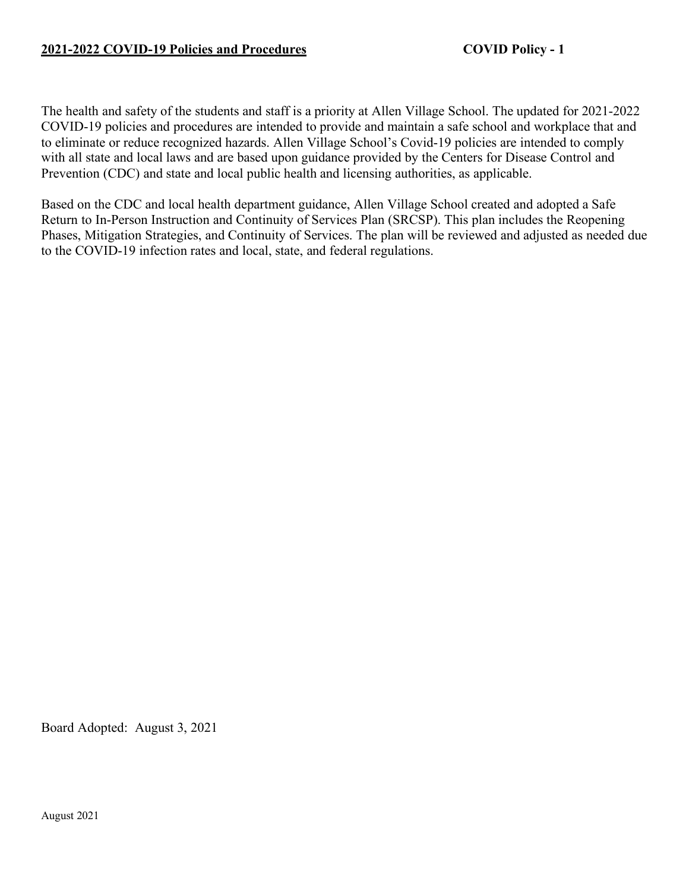## 2021-2022 COVID-19 Policies and Procedures

**COVID Policy - 1**

The health and safety of the students and staff is a priority at Allen Village School. The updated for 2021-2022 COVID-19 policies and procedures are intended to provide and maintain a safe school and workplace that and to eliminate or reduce recognized hazards. Allen Village School's Covid-19 policies are intended to comply with all state and local laws and are based upon guidance provided by the Centers for Disease Control and Prevention (CDC) and state and local public health and licensing authorities, as applicable.

Based on the CDC and local health department guidance, Allen Village School created and adopted a Safe Return to In-Person Instruction and Continuity of Services Plan (SRCSP). This plan includes the Reopening Phases, Mitigation Strategies, and Continuity of Services. The plan will be reviewed and adjusted as needed due to the COVID-19 infection rates and local, state, and federal regulations.

Board Adopted: August 3, 2021

August 2021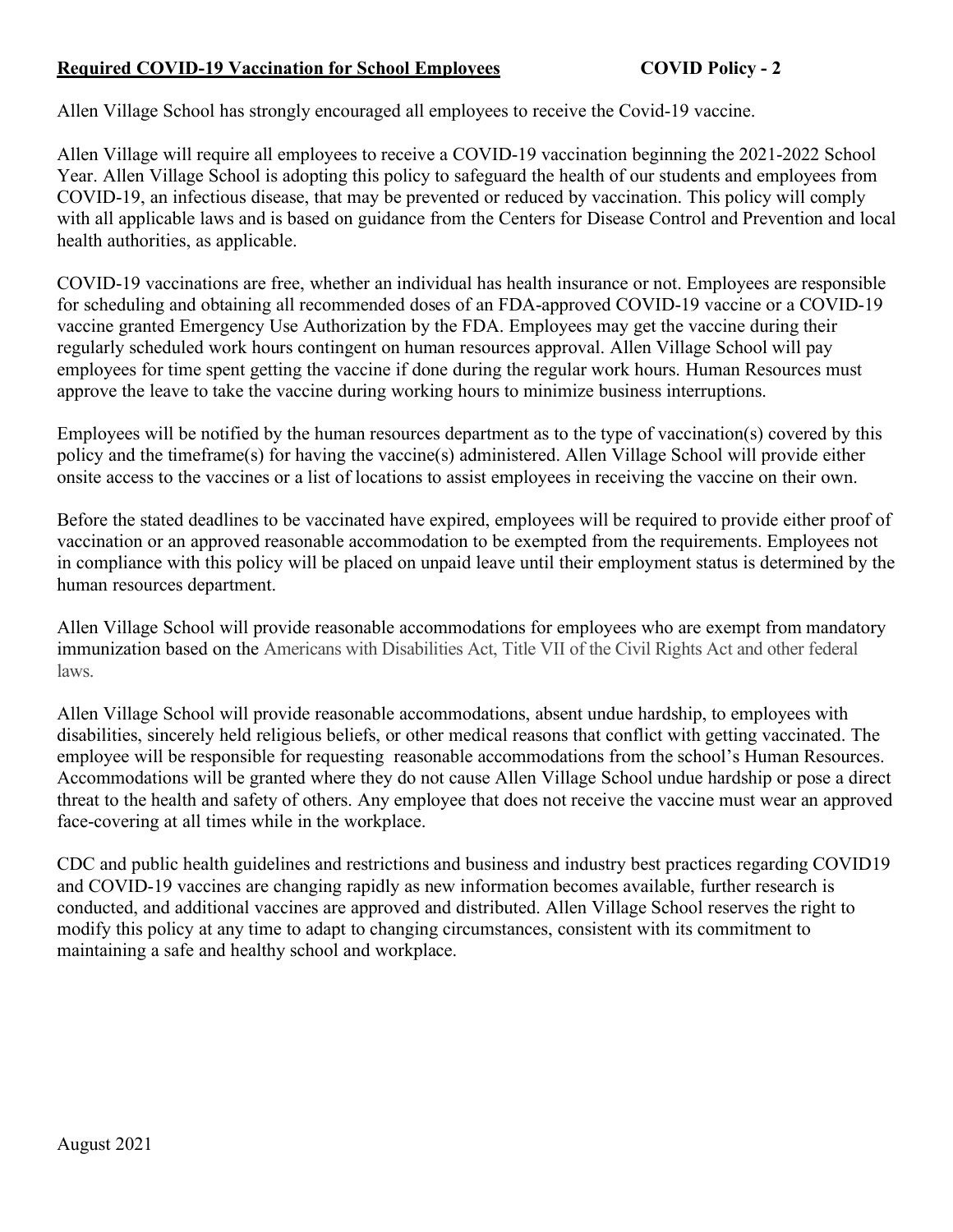## **Required COVID-19 Vaccination for School Employees** **COVID Policy - 2**

Allen Village School has strongly encouraged all employees to receive the Covid-19 vaccine.

Allen Village will require all employees to receive a COVID-19 vaccination beginning the 2021-2022 School Year. Allen Village School is adopting this policy to safeguard the health of our students and employees from COVID-19, an infectious disease, that may be prevented or reduced by vaccination. This policy will comply with all applicable laws and is based on guidance from the Centers for Disease Control and Prevention and local health authorities, as applicable.

COVID-19 vaccinations are free, whether an individual has health insurance or not. Employees are responsible for scheduling and obtaining all recommended doses of an FDA-approved COVID-19 vaccine or a COVID-19 vaccine granted Emergency Use Authorization by the FDA. Employees may get the vaccine during their regularly scheduled work hours contingent on human resources approval. Allen Village School will pay employees for time spent getting the vaccine if done during the regular work hours. Human Resources must approve the leave to take the vaccine during working hours to minimize business interruptions.

Employees will be notified by the human resources department as to the type of vaccination(s) covered by this policy and the timeframe(s) for having the vaccine(s) administered. Allen Village School will provide either onsite access to the vaccines or a list of locations to assist employees in receiving the vaccine on their own.

Before the stated deadlines to be vaccinated have expired, employees will be required to provide either proof of vaccination or an approved reasonable accommodation to be exempted from the requirements. Employees not in compliance with this policy will be placed on unpaid leave until their employment status is determined by the human resources department.

Allen Village School will provide reasonable accommodations for employees who are exempt from mandatory immunization based on the Americans with Disabilities Act, Title VII of the Civil Rights Act and other federal laws.

Allen Village School will provide reasonable accommodations, absent undue hardship, to employees with disabilities, sincerely held religious beliefs, or other medical reasons that conflict with getting vaccinated. The employee will be responsible for requesting reasonable accommodations from the school's Human Resources. Accommodations will be granted where they do not cause Allen Village School undue hardship or pose a direct threat to the health and safety of others. Any employee that does not receive the vaccine must wear an approved face-covering at all times while in the workplace.

CDC and public health guidelines and restrictions and business and industry best practices regarding COVID19 and COVID-19 vaccines are changing rapidly as new information becomes available, further research is conducted, and additional vaccines are approved and distributed. Allen Village School reserves the right to modify this policy at any time to adapt to changing circumstances, consistent with its commitment to maintaining a safe and healthy school and workplace.

August 2021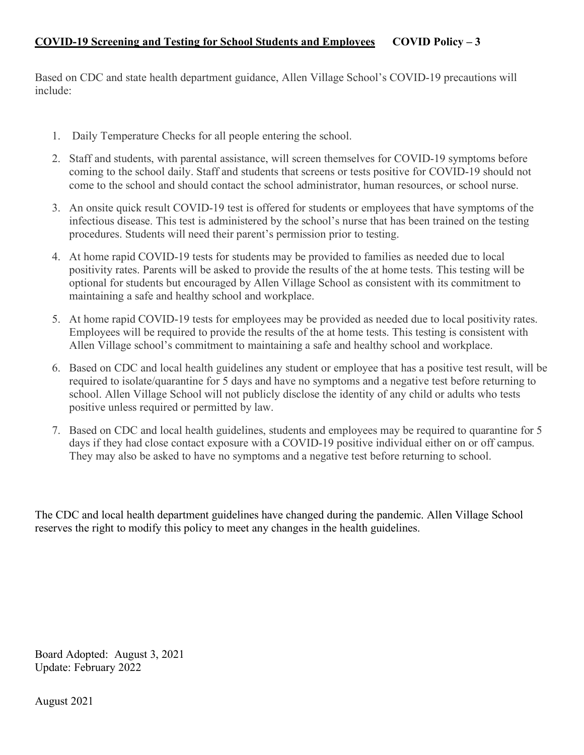**COVID-19 Screening and Testing for School Students and Employees** **COVID Policy – 3**

Based on CDC and state health department guidance, Allen Village School's COVID-19 precautions will include:

1. Daily Temperature Checks for all people entering the school.
2. Staff and students, with parental assistance, will screen themselves for COVID-19 symptoms before coming to the school daily. Staff and students that screens or tests positive for COVID-19 should not come to the school and should contact the school administrator, human resources, or school nurse.
3. An onsite quick result COVID-19 test is offered for students or employees that have symptoms of the infectious disease. This test is administered by the school's nurse that has been trained on the testing procedures. Students will need their parent's permission prior to testing.
4. At home rapid COVID-19 tests for students may be provided to families as needed due to local positivity rates. Parents will be asked to provide the results of the at home tests. This testing will be optional for students but encouraged by Allen Village School as consistent with its commitment to maintaining a safe and healthy school and workplace.
5. At home rapid COVID-19 tests for employees may be provided as needed due to local positivity rates. Employees will be required to provide the results of the at home tests. This testing is consistent with Allen Village school's commitment to maintaining a safe and healthy school and workplace.
6. Based on CDC and local health guidelines any student or employee that has a positive test result, will be required to isolate/quarantine for 5 days and have no symptoms and a negative test before returning to school. Allen Village School will not publicly disclose the identity of any child or adults who tests positive unless required or permitted by law.
7. Based on CDC and local health guidelines, students and employees may be required to quarantine for 5 days if they had close contact exposure with a COVID-19 positive individual either on or off campus. They may also be asked to have no symptoms and a negative test before returning to school.

The CDC and local health department guidelines have changed during the pandemic. Allen Village School reserves the right to modify this policy to meet any changes in the health guidelines.

Board Adopted: August 3, 2021
Update: February 2022

August 2021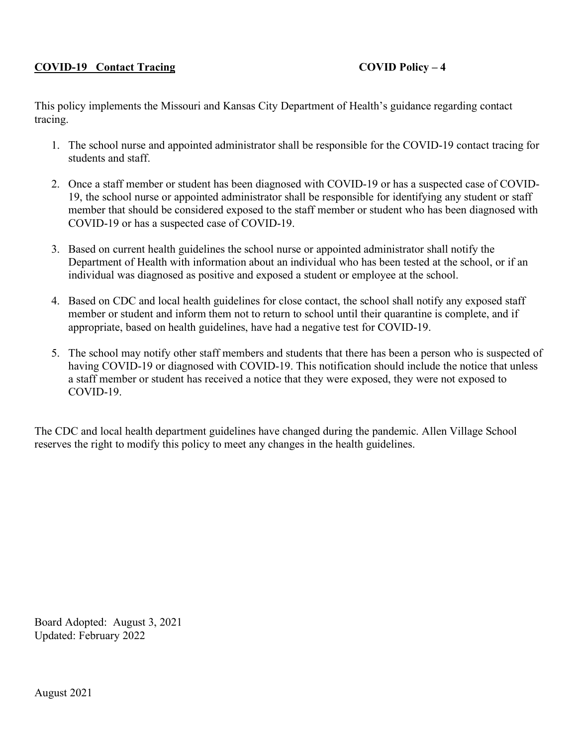**COVID-19 Contact Tracing** **COVID Policy – 4**

This policy implements the Missouri and Kansas City Department of Health's guidance regarding contact tracing.

1. The school nurse and appointed administrator shall be responsible for the COVID-19 contact tracing for students and staff.

2. Once a staff member or student has been diagnosed with COVID-19 or has a suspected case of COVID-19, the school nurse or appointed administrator shall be responsible for identifying any student or staff member that should be considered exposed to the staff member or student who has been diagnosed with COVID-19 or has a suspected case of COVID-19.

3. Based on current health guidelines the school nurse or appointed administrator shall notify the Department of Health with information about an individual who has been tested at the school, or if an individual was diagnosed as positive and exposed a student or employee at the school.

4. Based on CDC and local health guidelines for close contact, the school shall notify any exposed staff member or student and inform them not to return to school until their quarantine is complete, and if appropriate, based on health guidelines, have had a negative test for COVID-19.

5. The school may notify other staff members and students that there has been a person who is suspected of having COVID-19 or diagnosed with COVID-19. This notification should include the notice that unless a staff member or student has received a notice that they were exposed, they were not exposed to COVID-19.

The CDC and local health department guidelines have changed during the pandemic. Allen Village School reserves the right to modify this policy to meet any changes in the health guidelines.

Board Adopted: August 3, 2021
Updated: February 2022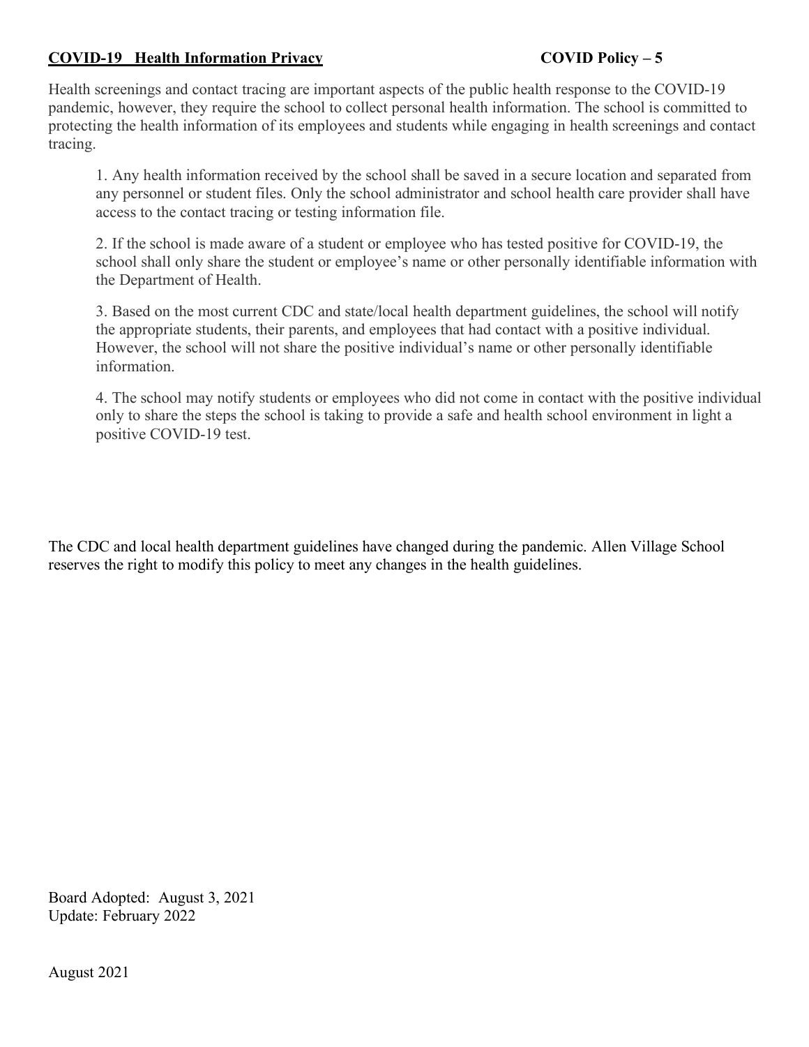## COVID-19 Health Information Privacy — COVID Policy – 5

Health screenings and contact tracing are important aspects of the public health response to the COVID-19 pandemic, however, they require the school to collect personal health information. The school is committed to protecting the health information of its employees and students while engaging in health screenings and contact tracing.

1. Any health information received by the school shall be saved in a secure location and separated from any personnel or student files. Only the school administrator and school health care provider shall have access to the contact tracing or testing information file.

2. If the school is made aware of a student or employee who has tested positive for COVID-19, the school shall only share the student or employee's name or other personally identifiable information with the Department of Health.

3. Based on the most current CDC and state/local health department guidelines, the school will notify the appropriate students, their parents, and employees that had contact with a positive individual. However, the school will not share the positive individual's name or other personally identifiable information.

4. The school may notify students or employees who did not come in contact with the positive individual only to share the steps the school is taking to provide a safe and health school environment in light a positive COVID-19 test.

The CDC and local health department guidelines have changed during the pandemic. Allen Village School reserves the right to modify this policy to meet any changes in the health guidelines.

Board Adopted: August 3, 2021
Update: February 2022

August 2021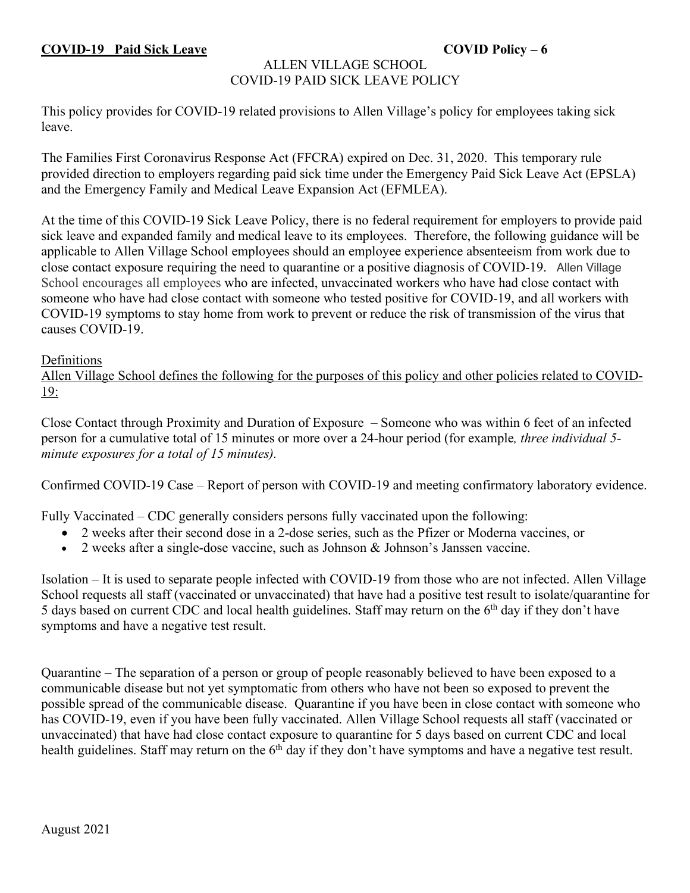**COVID-19 Paid Sick Leave** **COVID Policy – 6**

ALLEN VILLAGE SCHOOL
COVID-19 PAID SICK LEAVE POLICY

This policy provides for COVID-19 related provisions to Allen Village's policy for employees taking sick leave.

The Families First Coronavirus Response Act (FFCRA) expired on Dec. 31, 2020. This temporary rule provided direction to employers regarding paid sick time under the Emergency Paid Sick Leave Act (EPSLA) and the Emergency Family and Medical Leave Expansion Act (EFMLEA).

At the time of this COVID-19 Sick Leave Policy, there is no federal requirement for employers to provide paid sick leave and expanded family and medical leave to its employees. Therefore, the following guidance will be applicable to Allen Village School employees should an employee experience absenteeism from work due to close contact exposure requiring the need to quarantine or a positive diagnosis of COVID-19. Allen Village School encourages all employees who are infected, unvaccinated workers who have had close contact with someone who have had close contact with someone who tested positive for COVID-19, and all workers with COVID-19 symptoms to stay home from work to prevent or reduce the risk of transmission of the virus that causes COVID-19.

Definitions

Allen Village School defines the following for the purposes of this policy and other policies related to COVID-19:

Close Contact through Proximity and Duration of Exposure – Someone who was within 6 feet of an infected person for a cumulative total of 15 minutes or more over a 24-hour period (for example*, three individual 5-minute exposures for a total of 15 minutes).*

Confirmed COVID-19 Case – Report of person with COVID-19 and meeting confirmatory laboratory evidence.

Fully Vaccinated – CDC generally considers persons fully vaccinated upon the following:

- 2 weeks after their second dose in a 2-dose series, such as the Pfizer or Moderna vaccines, or
- 2 weeks after a single-dose vaccine, such as Johnson & Johnson's Janssen vaccine.

Isolation – It is used to separate people infected with COVID-19 from those who are not infected. Allen Village School requests all staff (vaccinated or unvaccinated) that have had a positive test result to isolate/quarantine for 5 days based on current CDC and local health guidelines. Staff may return on the 6th day if they don't have symptoms and have a negative test result.

Quarantine – The separation of a person or group of people reasonably believed to have been exposed to a communicable disease but not yet symptomatic from others who have not been so exposed to prevent the possible spread of the communicable disease. Quarantine if you have been in close contact with someone who has COVID-19, even if you have been fully vaccinated. Allen Village School requests all staff (vaccinated or unvaccinated) that have had close contact exposure to quarantine for 5 days based on current CDC and local health guidelines. Staff may return on the 6th day if they don't have symptoms and have a negative test result.

August 2021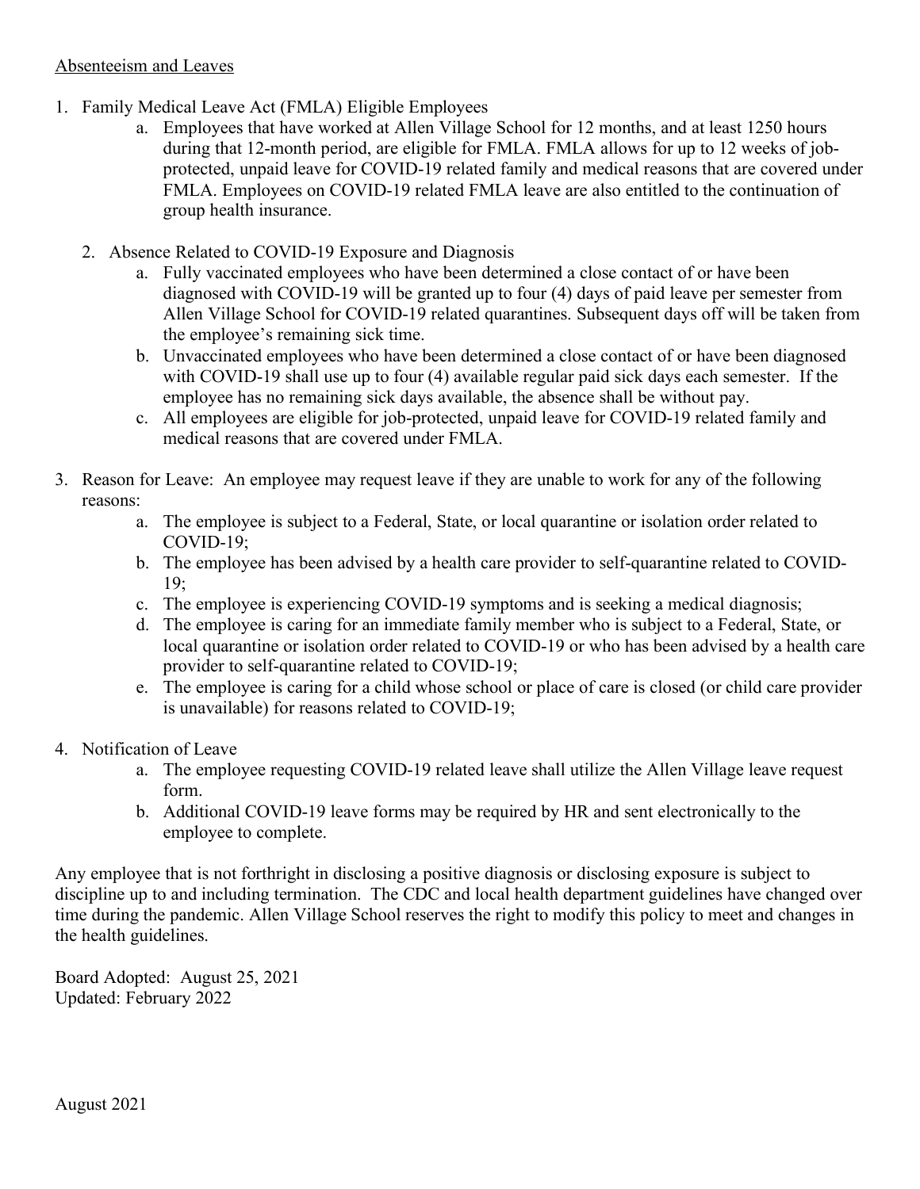<u>Absenteeism and Leaves</u>

1. Family Medical Leave Act (FMLA) Eligible Employees
   a. Employees that have worked at Allen Village School for 12 months, and at least 1250 hours during that 12-month period, are eligible for FMLA. FMLA allows for up to 12 weeks of job-protected, unpaid leave for COVID-19 related family and medical reasons that are covered under FMLA. Employees on COVID-19 related FMLA leave are also entitled to the continuation of group health insurance.

2. Absence Related to COVID-19 Exposure and Diagnosis
   a. Fully vaccinated employees who have been determined a close contact of or have been diagnosed with COVID-19 will be granted up to four (4) days of paid leave per semester from Allen Village School for COVID-19 related quarantines. Subsequent days off will be taken from the employee's remaining sick time.
   b. Unvaccinated employees who have been determined a close contact of or have been diagnosed with COVID-19 shall use up to four (4) available regular paid sick days each semester. If the employee has no remaining sick days available, the absence shall be without pay.
   c. All employees are eligible for job-protected, unpaid leave for COVID-19 related family and medical reasons that are covered under FMLA.

3. Reason for Leave: An employee may request leave if they are unable to work for any of the following reasons:
   a. The employee is subject to a Federal, State, or local quarantine or isolation order related to COVID-19;
   b. The employee has been advised by a health care provider to self-quarantine related to COVID-19;
   c. The employee is experiencing COVID-19 symptoms and is seeking a medical diagnosis;
   d. The employee is caring for an immediate family member who is subject to a Federal, State, or local quarantine or isolation order related to COVID-19 or who has been advised by a health care provider to self-quarantine related to COVID-19;
   e. The employee is caring for a child whose school or place of care is closed (or child care provider is unavailable) for reasons related to COVID-19;

4. Notification of Leave
   a. The employee requesting COVID-19 related leave shall utilize the Allen Village leave request form.
   b. Additional COVID-19 leave forms may be required by HR and sent electronically to the employee to complete.

Any employee that is not forthright in disclosing a positive diagnosis or disclosing exposure is subject to discipline up to and including termination. The CDC and local health department guidelines have changed over time during the pandemic. Allen Village School reserves the right to modify this policy to meet and changes in the health guidelines.

Board Adopted: August 25, 2021
Updated: February 2022

August 2021